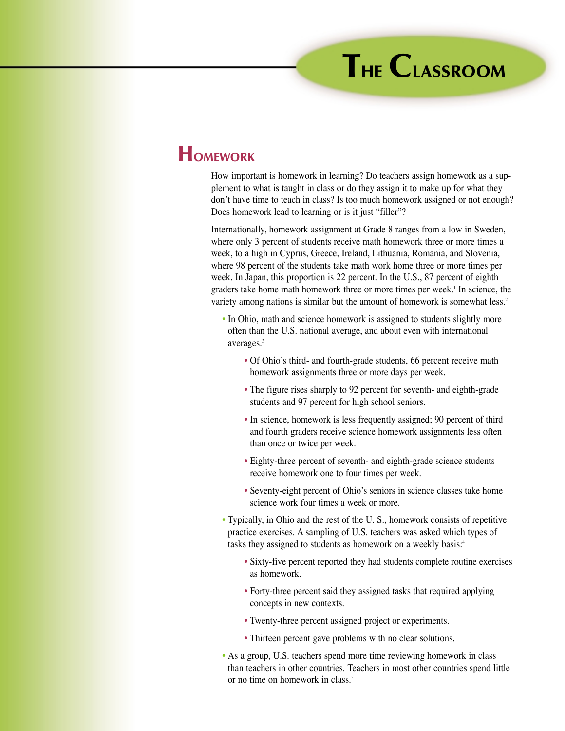# The Classroom

## Homework

How important is homework in learning? Do teachers assign homework as a supplement to what is taught in class or do they assign it to make up for what they don't have time to teach in class? Is too much homework assigned or not enough? Does homework lead to learning or is it just "filler"?

Internationally, homework assignment at Grade 8 ranges from a low in Sweden, where only 3 percent of students receive math homework three or more times a week, to a high in Cyprus, Greece, Ireland, Lithuania, Romania, and Slovenia, where 98 percent of the students take math work home three or more times per week. In Japan, this proportion is 22 percent. In the U.S., 87 percent of eighth graders take home math homework three or more times per week.[1] In science, the variety among nations is similar but the amount of homework is somewhat less.[2]

- In Ohio, math and science homework is assigned to students slightly more often than the U.S. national average, and about even with international averages.[3]
  - Of Ohio's third- and fourth-grade students, 66 percent receive math homework assignments three or more days per week.
  - The figure rises sharply to 92 percent for seventh- and eighth-grade students and 97 percent for high school seniors.
  - In science, homework is less frequently assigned; 90 percent of third and fourth graders receive science homework assignments less often than once or twice per week.
  - Eighty-three percent of seventh- and eighth-grade science students receive homework one to four times per week.
  - Seventy-eight percent of Ohio's seniors in science classes take home science work four times a week or more.
- Typically, in Ohio and the rest of the U. S., homework consists of repetitive practice exercises. A sampling of U.S. teachers was asked which types of tasks they assigned to students as homework on a weekly basis:[4]
  - Sixty-five percent reported they had students complete routine exercises as homework.
  - Forty-three percent said they assigned tasks that required applying concepts in new contexts.
  - Twenty-three percent assigned project or experiments.
  - Thirteen percent gave problems with no clear solutions.
- As a group, U.S. teachers spend more time reviewing homework in class than teachers in other countries. Teachers in most other countries spend little or no time on homework in class.[5]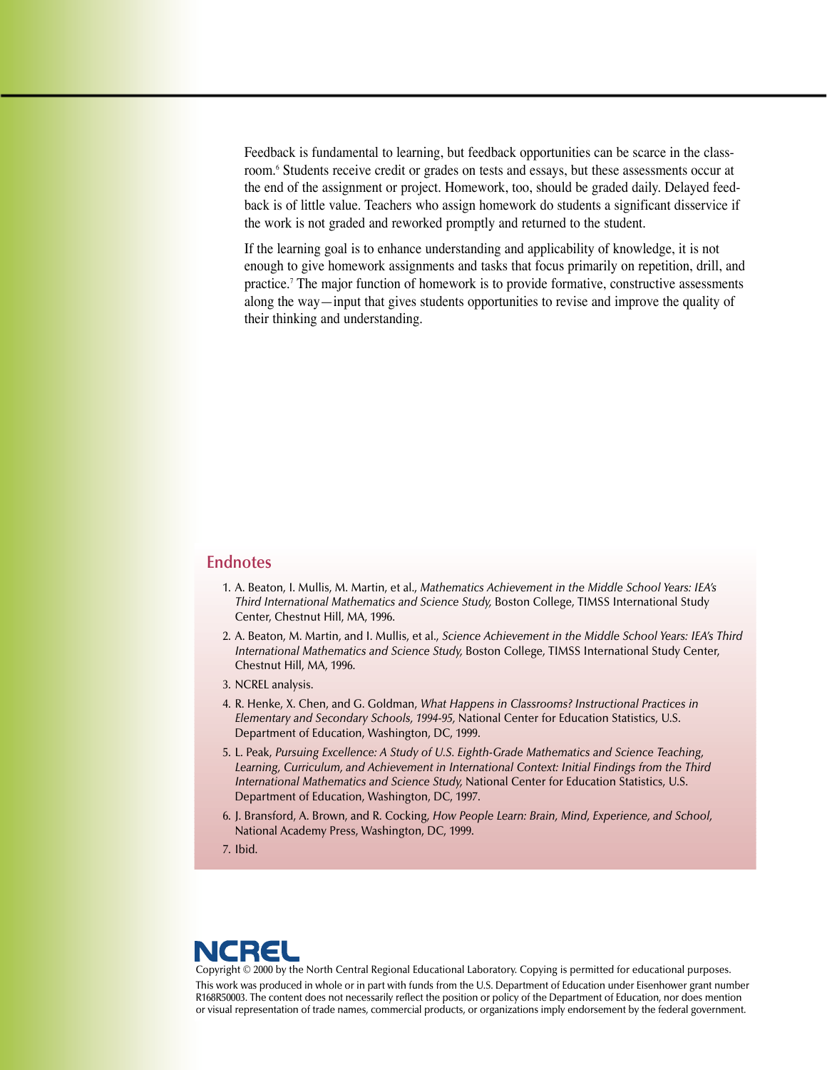Feedback is fundamental to learning, but feedback opportunities can be scarce in the classroom.[6] Students receive credit or grades on tests and essays, but these assessments occur at the end of the assignment or project. Homework, too, should be graded daily. Delayed feedback is of little value. Teachers who assign homework do students a significant disservice if the work is not graded and reworked promptly and returned to the student.

If the learning goal is to enhance understanding and applicability of knowledge, it is not enough to give homework assignments and tasks that focus primarily on repetition, drill, and practice.[7] The major function of homework is to provide formative, constructive assessments along the way—input that gives students opportunities to revise and improve the quality of their thinking and understanding.

## Endnotes

1. A. Beaton, I. Mullis, M. Martin, et al., *Mathematics Achievement in the Middle School Years: IEA's Third International Mathematics and Science Study,* Boston College, TIMSS International Study Center, Chestnut Hill, MA, 1996.
2. A. Beaton, M. Martin, and I. Mullis, et al., *Science Achievement in the Middle School Years: IEA's Third International Mathematics and Science Study,* Boston College, TIMSS International Study Center, Chestnut Hill, MA, 1996.
3. NCREL analysis.
4. R. Henke, X. Chen, and G. Goldman, *What Happens in Classrooms? Instructional Practices in Elementary and Secondary Schools, 1994-95,* National Center for Education Statistics, U.S. Department of Education, Washington, DC, 1999.
5. L. Peak, *Pursuing Excellence: A Study of U.S. Eighth-Grade Mathematics and Science Teaching, Learning, Curriculum, and Achievement in International Context: Initial Findings from the Third International Mathematics and Science Study,* National Center for Education Statistics, U.S. Department of Education, Washington, DC, 1997.
6. J. Bransford, A. Brown, and R. Cocking, *How People Learn: Brain, Mind, Experience, and School,* National Academy Press, Washington, DC, 1999.
7. Ibid.

NCREL

Copyright © 2000 by the North Central Regional Educational Laboratory. Copying is permitted for educational purposes.

This work was produced in whole or in part with funds from the U.S. Department of Education under Eisenhower grant number R168R50003. The content does not necessarily reflect the position or policy of the Department of Education, nor does mention or visual representation of trade names, commercial products, or organizations imply endorsement by the federal government.